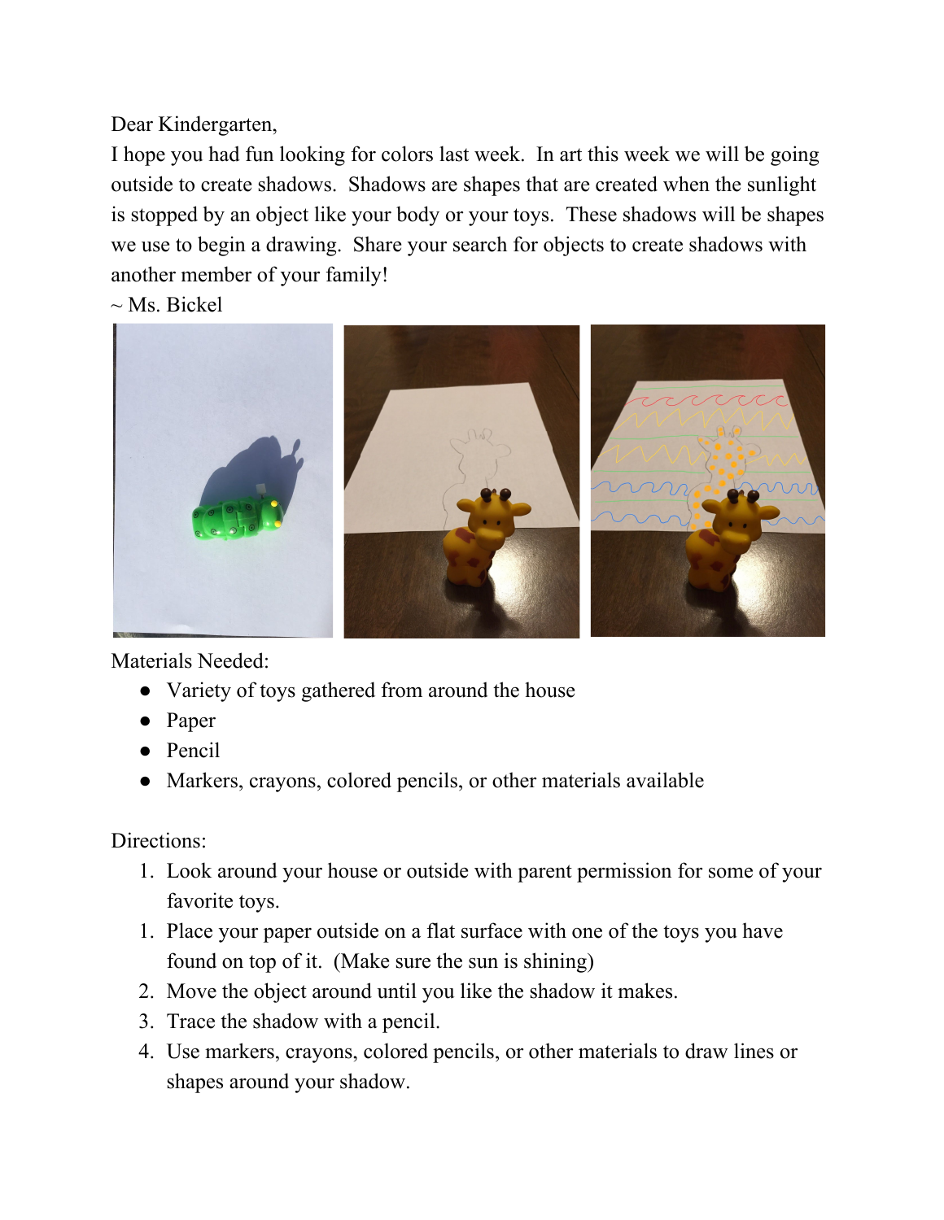Dear Kindergarten,

I hope you had fun looking for colors last week. In art this week we will be going outside to create shadows. Shadows are shapes that are created when the sunlight is stopped by an object like your body or your toys. These shadows will be shapes we use to begin a drawing. Share your search for objects to create shadows with another member of your family!

~ Ms. Bickel

Materials Needed:

- Variety of toys gathered from around the house
- Paper
- Pencil
- Markers, crayons, colored pencils, or other materials available

Directions:

1. Look around your house or outside with parent permission for some of your favorite toys.
1. Place your paper outside on a flat surface with one of the toys you have found on top of it. (Make sure the sun is shining)
2. Move the object around until you like the shadow it makes.
3. Trace the shadow with a pencil.
4. Use markers, crayons, colored pencils, or other materials to draw lines or shapes around your shadow.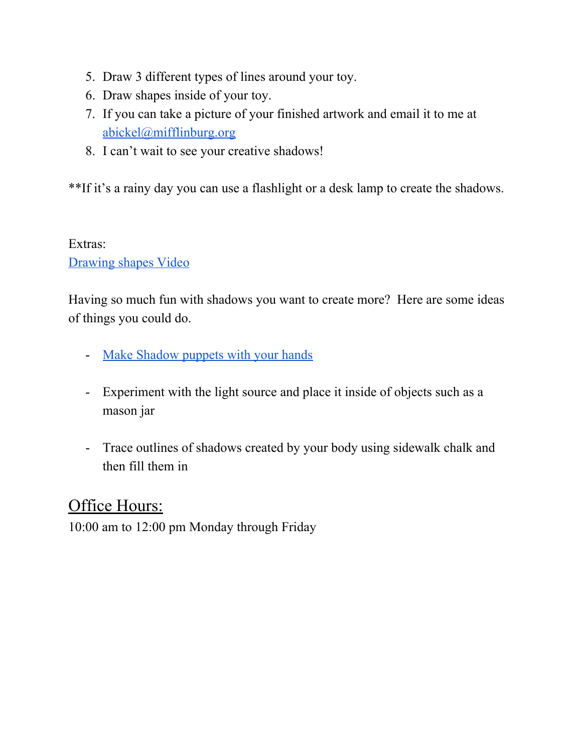5. Draw 3 different types of lines around your toy.
6. Draw shapes inside of your toy.
7. If you can take a picture of your finished artwork and email it to me at abickel@mifflinburg.org
8. I can't wait to see your creative shadows!

**If it's a rainy day you can use a flashlight or a desk lamp to create the shadows.

Extras:
Drawing shapes Video

Having so much fun with shadows you want to create more? Here are some ideas of things you could do.

- Make Shadow puppets with your hands
- Experiment with the light source and place it inside of objects such as a mason jar
- Trace outlines of shadows created by your body using sidewalk chalk and then fill them in

## Office Hours:

10:00 am to 12:00 pm Monday through Friday